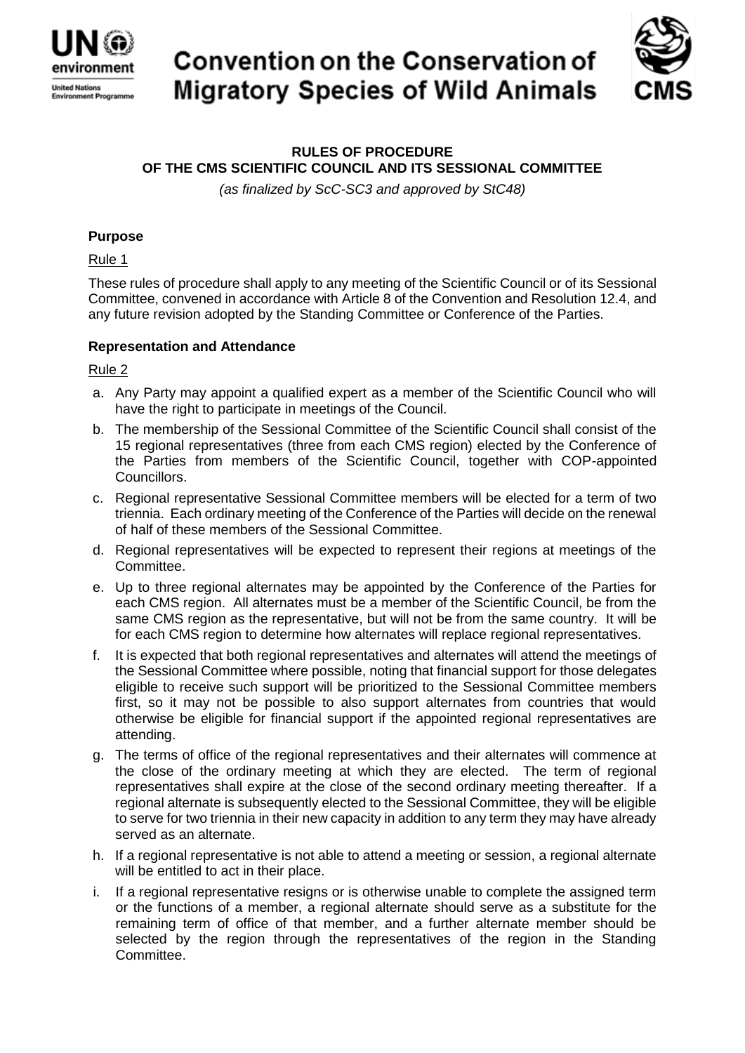# Convention on the Conservation of Migratory Species of Wild Animals

## RULES OF PROCEDURE
## OF THE CMS SCIENTIFIC COUNCIL AND ITS SESSIONAL COMMITTEE

*(as finalized by ScC-SC3 and approved by StC48)*

### Purpose

Rule 1

These rules of procedure shall apply to any meeting of the Scientific Council or of its Sessional Committee, convened in accordance with Article 8 of the Convention and Resolution 12.4, and any future revision adopted by the Standing Committee or Conference of the Parties.

### Representation and Attendance

Rule 2

a. Any Party may appoint a qualified expert as a member of the Scientific Council who will have the right to participate in meetings of the Council.

b. The membership of the Sessional Committee of the Scientific Council shall consist of the 15 regional representatives (three from each CMS region) elected by the Conference of the Parties from members of the Scientific Council, together with COP-appointed Councillors.

c. Regional representative Sessional Committee members will be elected for a term of two triennia. Each ordinary meeting of the Conference of the Parties will decide on the renewal of half of these members of the Sessional Committee.

d. Regional representatives will be expected to represent their regions at meetings of the Committee.

e. Up to three regional alternates may be appointed by the Conference of the Parties for each CMS region. All alternates must be a member of the Scientific Council, be from the same CMS region as the representative, but will not be from the same country. It will be for each CMS region to determine how alternates will replace regional representatives.

f. It is expected that both regional representatives and alternates will attend the meetings of the Sessional Committee where possible, noting that financial support for those delegates eligible to receive such support will be prioritized to the Sessional Committee members first, so it may not be possible to also support alternates from countries that would otherwise be eligible for financial support if the appointed regional representatives are attending.

g. The terms of office of the regional representatives and their alternates will commence at the close of the ordinary meeting at which they are elected. The term of regional representatives shall expire at the close of the second ordinary meeting thereafter. If a regional alternate is subsequently elected to the Sessional Committee, they will be eligible to serve for two triennia in their new capacity in addition to any term they may have already served as an alternate.

h. If a regional representative is not able to attend a meeting or session, a regional alternate will be entitled to act in their place.

i. If a regional representative resigns or is otherwise unable to complete the assigned term or the functions of a member, a regional alternate should serve as a substitute for the remaining term of office of that member, and a further alternate member should be selected by the region through the representatives of the region in the Standing Committee.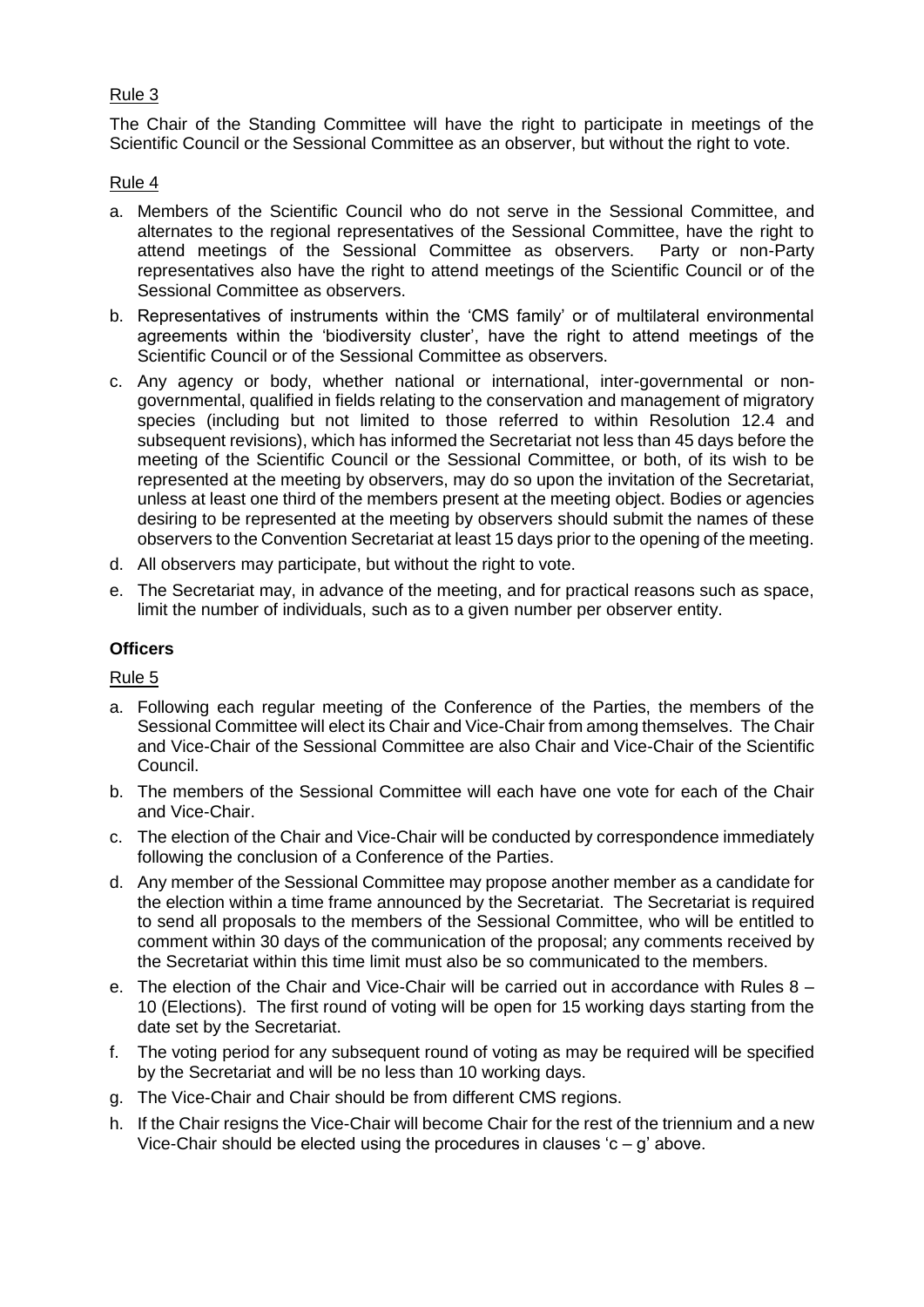Rule 3

The Chair of the Standing Committee will have the right to participate in meetings of the Scientific Council or the Sessional Committee as an observer, but without the right to vote.

Rule 4

a. Members of the Scientific Council who do not serve in the Sessional Committee, and alternates to the regional representatives of the Sessional Committee, have the right to attend meetings of the Sessional Committee as observers. Party or non-Party representatives also have the right to attend meetings of the Scientific Council or of the Sessional Committee as observers.
b. Representatives of instruments within the 'CMS family' or of multilateral environmental agreements within the 'biodiversity cluster', have the right to attend meetings of the Scientific Council or of the Sessional Committee as observers.
c. Any agency or body, whether national or international, inter-governmental or non-governmental, qualified in fields relating to the conservation and management of migratory species (including but not limited to those referred to within Resolution 12.4 and subsequent revisions), which has informed the Secretariat not less than 45 days before the meeting of the Scientific Council or the Sessional Committee, or both, of its wish to be represented at the meeting by observers, may do so upon the invitation of the Secretariat, unless at least one third of the members present at the meeting object. Bodies or agencies desiring to be represented at the meeting by observers should submit the names of these observers to the Convention Secretariat at least 15 days prior to the opening of the meeting.
d. All observers may participate, but without the right to vote.
e. The Secretariat may, in advance of the meeting, and for practical reasons such as space, limit the number of individuals, such as to a given number per observer entity.

**Officers**

Rule 5

a. Following each regular meeting of the Conference of the Parties, the members of the Sessional Committee will elect its Chair and Vice-Chair from among themselves. The Chair and Vice-Chair of the Sessional Committee are also Chair and Vice-Chair of the Scientific Council.
b. The members of the Sessional Committee will each have one vote for each of the Chair and Vice-Chair.
c. The election of the Chair and Vice-Chair will be conducted by correspondence immediately following the conclusion of a Conference of the Parties.
d. Any member of the Sessional Committee may propose another member as a candidate for the election within a time frame announced by the Secretariat. The Secretariat is required to send all proposals to the members of the Sessional Committee, who will be entitled to comment within 30 days of the communication of the proposal; any comments received by the Secretariat within this time limit must also be so communicated to the members.
e. The election of the Chair and Vice-Chair will be carried out in accordance with Rules 8 – 10 (Elections). The first round of voting will be open for 15 working days starting from the date set by the Secretariat.
f. The voting period for any subsequent round of voting as may be required will be specified by the Secretariat and will be no less than 10 working days.
g. The Vice-Chair and Chair should be from different CMS regions.
h. If the Chair resigns the Vice-Chair will become Chair for the rest of the triennium and a new Vice-Chair should be elected using the procedures in clauses 'c – g' above.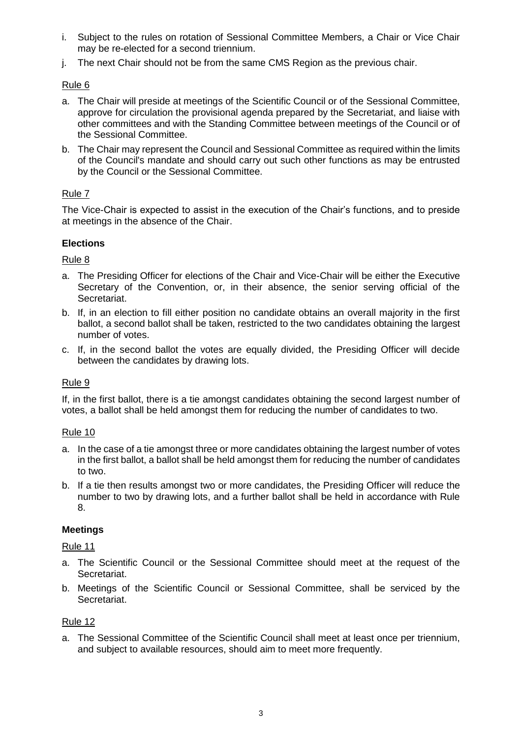i. Subject to the rules on rotation of Sessional Committee Members, a Chair or Vice Chair may be re-elected for a second triennium.
j. The next Chair should not be from the same CMS Region as the previous chair.

Rule 6

a. The Chair will preside at meetings of the Scientific Council or of the Sessional Committee, approve for circulation the provisional agenda prepared by the Secretariat, and liaise with other committees and with the Standing Committee between meetings of the Council or of the Sessional Committee.
b. The Chair may represent the Council and Sessional Committee as required within the limits of the Council's mandate and should carry out such other functions as may be entrusted by the Council or the Sessional Committee.

Rule 7

The Vice-Chair is expected to assist in the execution of the Chair's functions, and to preside at meetings in the absence of the Chair.

**Elections**

Rule 8

a. The Presiding Officer for elections of the Chair and Vice-Chair will be either the Executive Secretary of the Convention, or, in their absence, the senior serving official of the Secretariat.
b. If, in an election to fill either position no candidate obtains an overall majority in the first ballot, a second ballot shall be taken, restricted to the two candidates obtaining the largest number of votes.
c. If, in the second ballot the votes are equally divided, the Presiding Officer will decide between the candidates by drawing lots.

Rule 9

If, in the first ballot, there is a tie amongst candidates obtaining the second largest number of votes, a ballot shall be held amongst them for reducing the number of candidates to two.

Rule 10

a. In the case of a tie amongst three or more candidates obtaining the largest number of votes in the first ballot, a ballot shall be held amongst them for reducing the number of candidates to two.
b. If a tie then results amongst two or more candidates, the Presiding Officer will reduce the number to two by drawing lots, and a further ballot shall be held in accordance with Rule 8.

**Meetings**

Rule 11

a. The Scientific Council or the Sessional Committee should meet at the request of the Secretariat.
b. Meetings of the Scientific Council or Sessional Committee, shall be serviced by the Secretariat.

Rule 12

a. The Sessional Committee of the Scientific Council shall meet at least once per triennium, and subject to available resources, should aim to meet more frequently.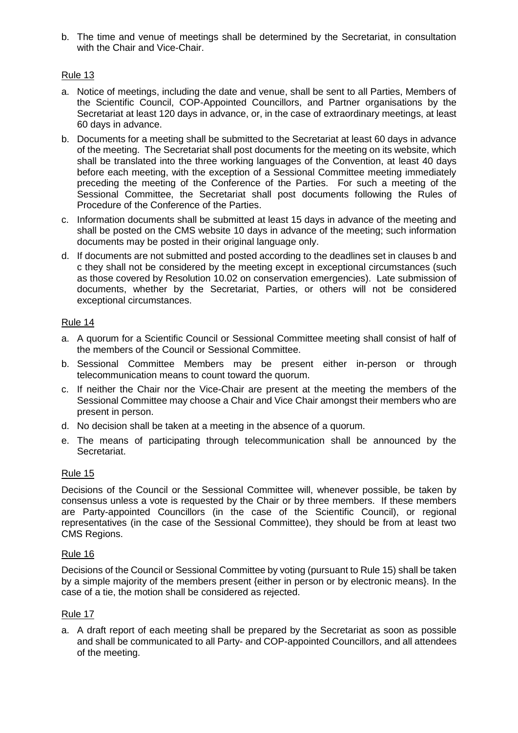b. The time and venue of meetings shall be determined by the Secretariat, in consultation with the Chair and Vice-Chair.

Rule 13

a. Notice of meetings, including the date and venue, shall be sent to all Parties, Members of the Scientific Council, COP-Appointed Councillors, and Partner organisations by the Secretariat at least 120 days in advance, or, in the case of extraordinary meetings, at least 60 days in advance.
b. Documents for a meeting shall be submitted to the Secretariat at least 60 days in advance of the meeting. The Secretariat shall post documents for the meeting on its website, which shall be translated into the three working languages of the Convention, at least 40 days before each meeting, with the exception of a Sessional Committee meeting immediately preceding the meeting of the Conference of the Parties. For such a meeting of the Sessional Committee, the Secretariat shall post documents following the Rules of Procedure of the Conference of the Parties.
c. Information documents shall be submitted at least 15 days in advance of the meeting and shall be posted on the CMS website 10 days in advance of the meeting; such information documents may be posted in their original language only.
d. If documents are not submitted and posted according to the deadlines set in clauses b and c they shall not be considered by the meeting except in exceptional circumstances (such as those covered by Resolution 10.02 on conservation emergencies). Late submission of documents, whether by the Secretariat, Parties, or others will not be considered exceptional circumstances.

Rule 14

a. A quorum for a Scientific Council or Sessional Committee meeting shall consist of half of the members of the Council or Sessional Committee.
b. Sessional Committee Members may be present either in-person or through telecommunication means to count toward the quorum.
c. If neither the Chair nor the Vice-Chair are present at the meeting the members of the Sessional Committee may choose a Chair and Vice Chair amongst their members who are present in person.
d. No decision shall be taken at a meeting in the absence of a quorum.
e. The means of participating through telecommunication shall be announced by the Secretariat.

Rule 15

Decisions of the Council or the Sessional Committee will, whenever possible, be taken by consensus unless a vote is requested by the Chair or by three members. If these members are Party-appointed Councillors (in the case of the Scientific Council), or regional representatives (in the case of the Sessional Committee), they should be from at least two CMS Regions.

Rule 16

Decisions of the Council or Sessional Committee by voting (pursuant to Rule 15) shall be taken by a simple majority of the members present {either in person or by electronic means}. In the case of a tie, the motion shall be considered as rejected.

Rule 17

a. A draft report of each meeting shall be prepared by the Secretariat as soon as possible and shall be communicated to all Party- and COP-appointed Councillors, and all attendees of the meeting.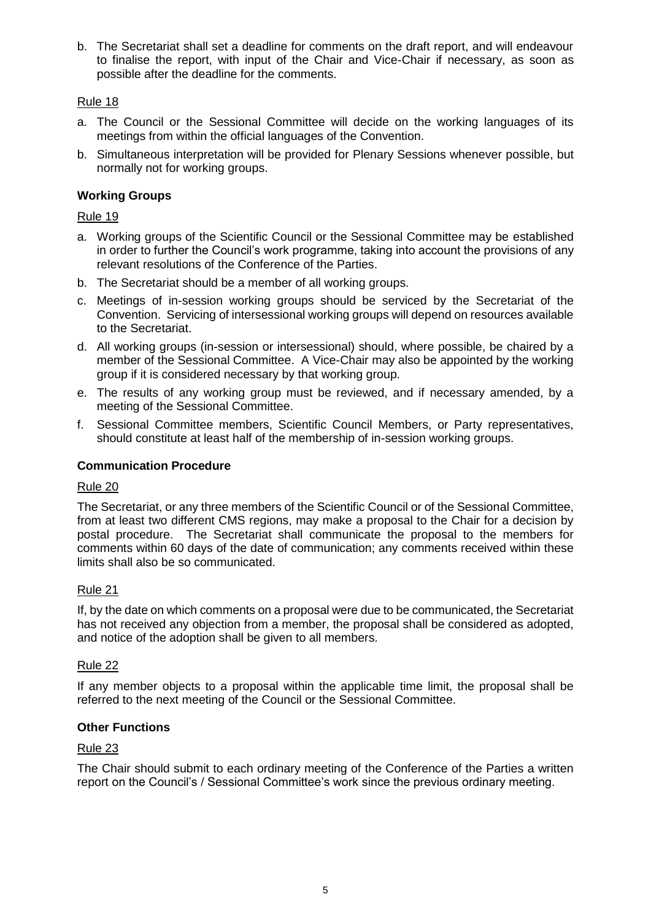b. The Secretariat shall set a deadline for comments on the draft report, and will endeavour to finalise the report, with input of the Chair and Vice-Chair if necessary, as soon as possible after the deadline for the comments.

Rule 18

a. The Council or the Sessional Committee will decide on the working languages of its meetings from within the official languages of the Convention.
b. Simultaneous interpretation will be provided for Plenary Sessions whenever possible, but normally not for working groups.

**Working Groups**

Rule 19

a. Working groups of the Scientific Council or the Sessional Committee may be established in order to further the Council's work programme, taking into account the provisions of any relevant resolutions of the Conference of the Parties.
b. The Secretariat should be a member of all working groups.
c. Meetings of in-session working groups should be serviced by the Secretariat of the Convention. Servicing of intersessional working groups will depend on resources available to the Secretariat.
d. All working groups (in-session or intersessional) should, where possible, be chaired by a member of the Sessional Committee. A Vice-Chair may also be appointed by the working group if it is considered necessary by that working group.
e. The results of any working group must be reviewed, and if necessary amended, by a meeting of the Sessional Committee.
f. Sessional Committee members, Scientific Council Members, or Party representatives, should constitute at least half of the membership of in-session working groups.

**Communication Procedure**

Rule 20

The Secretariat, or any three members of the Scientific Council or of the Sessional Committee, from at least two different CMS regions, may make a proposal to the Chair for a decision by postal procedure. The Secretariat shall communicate the proposal to the members for comments within 60 days of the date of communication; any comments received within these limits shall also be so communicated.

Rule 21

If, by the date on which comments on a proposal were due to be communicated, the Secretariat has not received any objection from a member, the proposal shall be considered as adopted, and notice of the adoption shall be given to all members.

Rule 22

If any member objects to a proposal within the applicable time limit, the proposal shall be referred to the next meeting of the Council or the Sessional Committee.

**Other Functions**

Rule 23

The Chair should submit to each ordinary meeting of the Conference of the Parties a written report on the Council's / Sessional Committee's work since the previous ordinary meeting.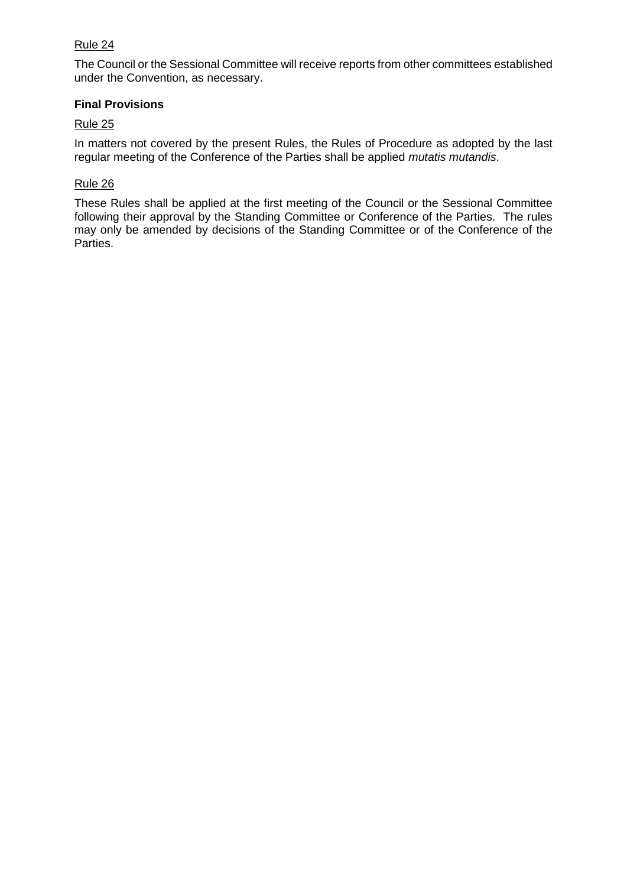Rule 24

The Council or the Sessional Committee will receive reports from other committees established under the Convention, as necessary.

**Final Provisions**

Rule 25

In matters not covered by the present Rules, the Rules of Procedure as adopted by the last regular meeting of the Conference of the Parties shall be applied *mutatis mutandis*.

Rule 26

These Rules shall be applied at the first meeting of the Council or the Sessional Committee following their approval by the Standing Committee or Conference of the Parties. The rules may only be amended by decisions of the Standing Committee or of the Conference of the Parties.